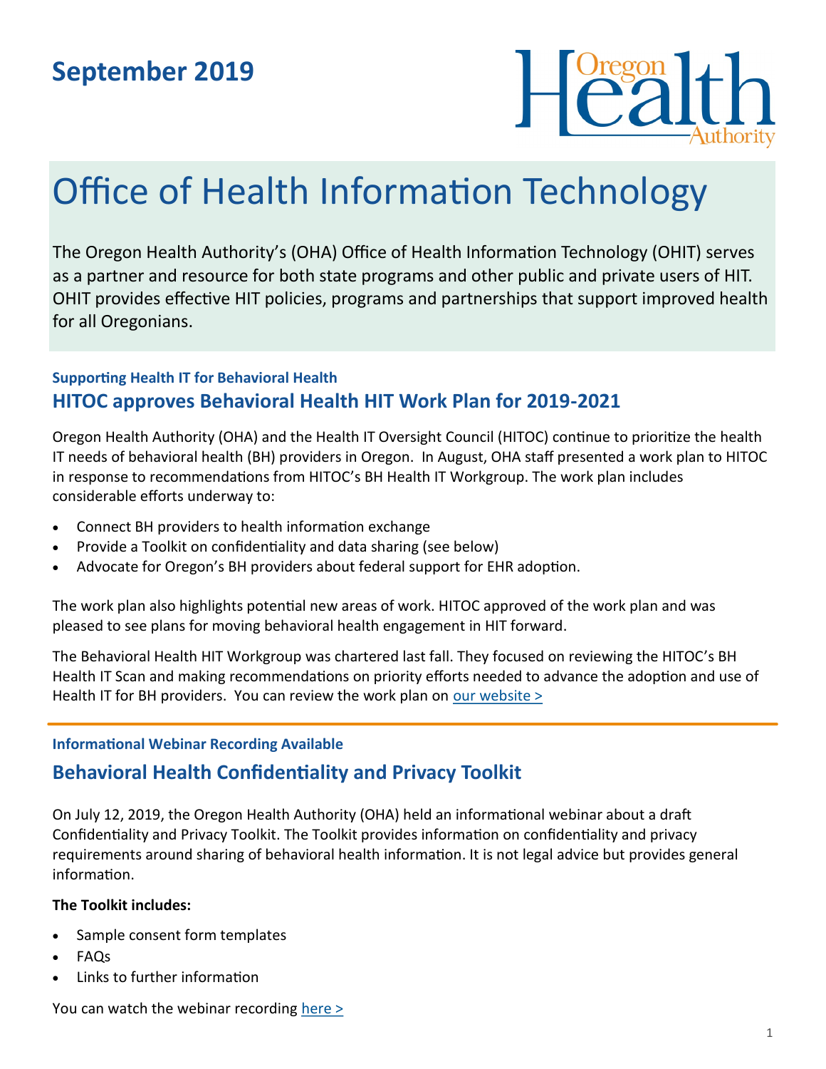**September 2019**

Oregon Health Authority

# Office of Health Information Technology

The Oregon Health Authority's (OHA) Office of Health Information Technology (OHIT) serves as a partner and resource for both state programs and other public and private users of HIT. OHIT provides effective HIT policies, programs and partnerships that support improved health for all Oregonians.

### Supporting Health IT for Behavioral Health

## HITOC approves Behavioral Health HIT Work Plan for 2019-2021

Oregon Health Authority (OHA) and the Health IT Oversight Council (HITOC) continue to prioritize the health IT needs of behavioral health (BH) providers in Oregon. In August, OHA staff presented a work plan to HITOC in response to recommendations from HITOC's BH Health IT Workgroup. The work plan includes considerable efforts underway to:

- Connect BH providers to health information exchange
- Provide a Toolkit on confidentiality and data sharing (see below)
- Advocate for Oregon's BH providers about federal support for EHR adoption.

The work plan also highlights potential new areas of work. HITOC approved of the work plan and was pleased to see plans for moving behavioral health engagement in HIT forward.

The Behavioral Health HIT Workgroup was chartered last fall. They focused on reviewing the HITOC's BH Health IT Scan and making recommendations on priority efforts needed to advance the adoption and use of Health IT for BH providers. You can review the work plan on our website >

---

### Informational Webinar Recording Available

## Behavioral Health Confidentiality and Privacy Toolkit

On July 12, 2019, the Oregon Health Authority (OHA) held an informational webinar about a draft Confidentiality and Privacy Toolkit. The Toolkit provides information on confidentiality and privacy requirements around sharing of behavioral health information. It is not legal advice but provides general information.

**The Toolkit includes:**

- Sample consent form templates
- FAQs
- Links to further information

You can watch the webinar recording here >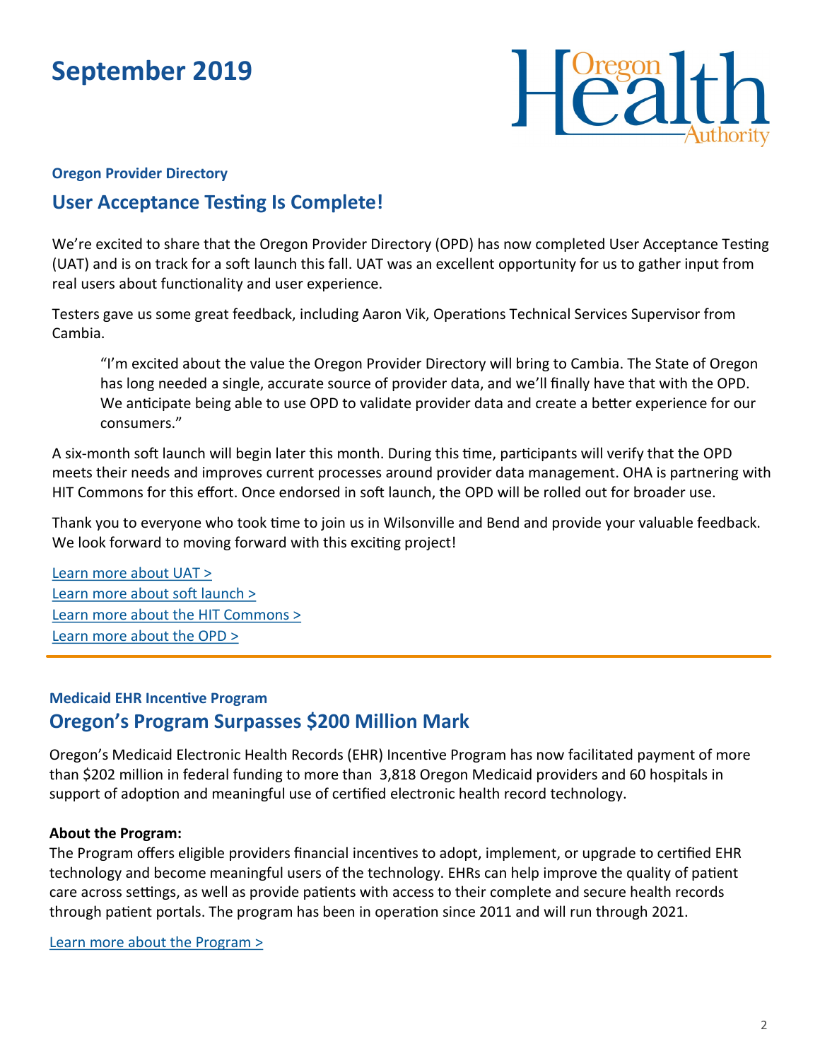# September 2019

### Oregon Provider Directory

## User Acceptance Testing Is Complete!

We're excited to share that the Oregon Provider Directory (OPD) has now completed User Acceptance Testing (UAT) and is on track for a soft launch this fall. UAT was an excellent opportunity for us to gather input from real users about functionality and user experience.

Testers gave us some great feedback, including Aaron Vik, Operations Technical Services Supervisor from Cambia.

> "I'm excited about the value the Oregon Provider Directory will bring to Cambia. The State of Oregon has long needed a single, accurate source of provider data, and we'll finally have that with the OPD. We anticipate being able to use OPD to validate provider data and create a better experience for our consumers."

A six-month soft launch will begin later this month. During this time, participants will verify that the OPD meets their needs and improves current processes around provider data management. OHA is partnering with HIT Commons for this effort. Once endorsed in soft launch, the OPD will be rolled out for broader use.

Thank you to everyone who took time to join us in Wilsonville and Bend and provide your valuable feedback. We look forward to moving forward with this exciting project!

Learn more about UAT >
Learn more about soft launch >
Learn more about the HIT Commons >
Learn more about the OPD >

---

### Medicaid EHR Incentive Program

## Oregon's Program Surpasses $200 Million Mark

Oregon's Medicaid Electronic Health Records (EHR) Incentive Program has now facilitated payment of more than $202 million in federal funding to more than 3,818 Oregon Medicaid providers and 60 hospitals in support of adoption and meaningful use of certified electronic health record technology.

**About the Program:**
The Program offers eligible providers financial incentives to adopt, implement, or upgrade to certified EHR technology and become meaningful users of the technology. EHRs can help improve the quality of patient care across settings, as well as provide patients with access to their complete and secure health records through patient portals. The program has been in operation since 2011 and will run through 2021.

Learn more about the Program >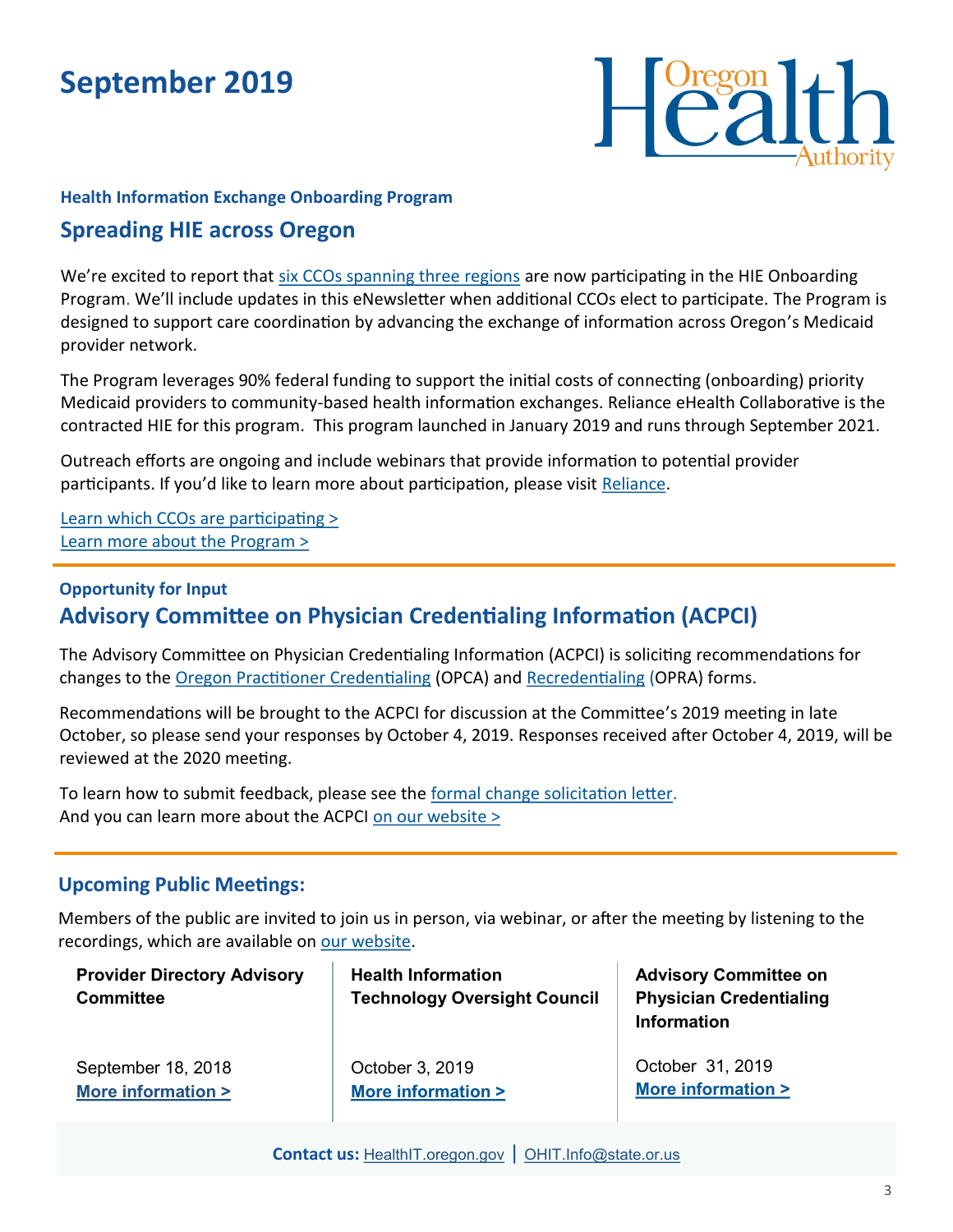# September 2019

Oregon Health Authority

### Health Information Exchange Onboarding Program

## Spreading HIE across Oregon

We're excited to report that six CCOs spanning three regions are now participating in the HIE Onboarding Program. We'll include updates in this eNewsletter when additional CCOs elect to participate. The Program is designed to support care coordination by advancing the exchange of information across Oregon's Medicaid provider network.

The Program leverages 90% federal funding to support the initial costs of connecting (onboarding) priority Medicaid providers to community-based health information exchanges. Reliance eHealth Collaborative is the contracted HIE for this program. This program launched in January 2019 and runs through September 2021.

Outreach efforts are ongoing and include webinars that provide information to potential provider participants. If you'd like to learn more about participation, please visit Reliance.

Learn which CCOs are participating >
Learn more about the Program >

---

### Opportunity for Input

## Advisory Committee on Physician Credentialing Information (ACPCI)

The Advisory Committee on Physician Credentialing Information (ACPCI) is soliciting recommendations for changes to the Oregon Practitioner Credentialing (OPCA) and Recredentialing (OPRA) forms.

Recommendations will be brought to the ACPCI for discussion at the Committee's 2019 meeting in late October, so please send your responses by October 4, 2019. Responses received after October 4, 2019, will be reviewed at the 2020 meeting.

To learn how to submit feedback, please see the formal change solicitation letter.
And you can learn more about the ACPCI on our website >

---

## Upcoming Public Meetings:

Members of the public are invited to join us in person, via webinar, or after the meeting by listening to the recordings, which are available on our website.

**Provider Directory Advisory Committee**

September 18, 2018
**More information >**

**Health Information Technology Oversight Council**

October 3, 2019
**More information >**

**Advisory Committee on Physician Credentialing Information**

October 31, 2019
**More information >**

**Contact us:** HealthIT.oregon.gov | OHIT.Info@state.or.us